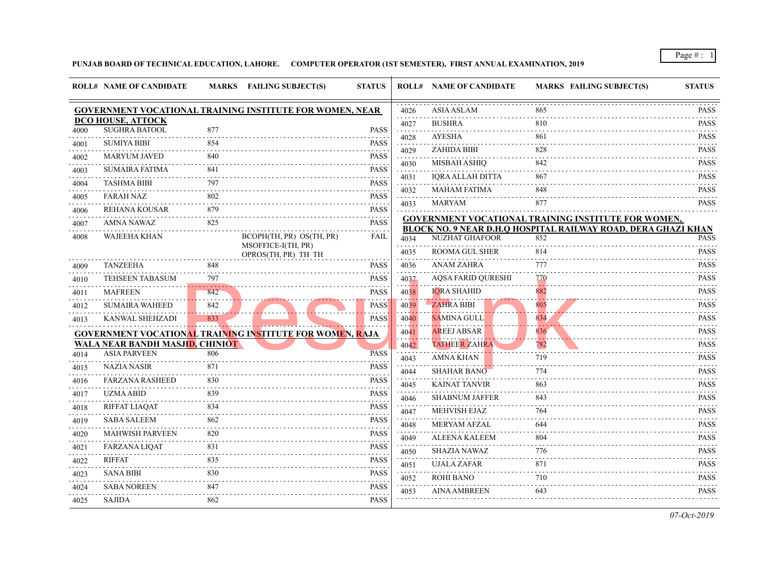**PUNJAB BOARD OF TECHNICAL EDUCATION, LAHORE. COMPUTER OPERATOR (1ST SEMESTER), FIRST ANNUAL EXAMINATION, 2019**

| ROLL# | NAME OF CANDIDATE | MARKS | FAILING SUBJECT(S) | STATUS |
|---|---|---|---|---|
| **GOVERNMENT VOCATIONAL TRAINING INSTITUTE FOR WOMEN, NEAR DCO HOUSE, ATTOCK** | | | | |
| 4000 | SUGHRA BATOOL | 877 | | PASS |
| 4001 | SUMIYA BIBI | 854 | | PASS |
| 4002 | MARYUM JAVED | 840 | | PASS |
| 4003 | SUMAIRA FATIMA | 841 | | PASS |
| 4004 | TASHMA BIBI | 797 | | PASS |
| 4005 | FARAH NAZ | 802 | | PASS |
| 4006 | REHANA KOUSAR | 879 | | PASS |
| 4007 | AMNA NAWAZ | 825 | | PASS |
| 4008 | WAJEEHA KHAN | | BCOPH(TH, PR) OS(TH, PR) MSOFFICE-I(TH, PR) OPROS(TH, PR) TH TH | FAIL |
| 4009 | TANZEEHA | 848 | | PASS |
| 4010 | TEHSEEN TABASUM | 797 | | PASS |
| 4011 | MAFREEN | 842 | | PASS |
| 4012 | SUMAIRA WAHEED | 842 | | PASS |
| 4013 | KANWAL SHEHZADI | 833 | | PASS |
| **GOVERNMENT VOCATIONAL TRAINING INSTITUTE FOR WOMEN, RAJA WALA NEAR BANDH MASJID, CHINIOT** | | | | |
| 4014 | ASIA PARVEEN | 806 | | PASS |
| 4015 | NAZIA NASIR | 871 | | PASS |
| 4016 | FARZANA RASHEED | 830 | | PASS |
| 4017 | UZMA ABID | 839 | | PASS |
| 4018 | RIFFAT LIAQAT | 834 | | PASS |
| 4019 | SABA SALEEM | 862 | | PASS |
| 4020 | MAHWISH PARVEEN | 820 | | PASS |
| 4021 | FARZANA LIQAT | 831 | | PASS |
| 4022 | RIFFAT | 835 | | PASS |
| 4023 | SANA BIBI | 830 | | PASS |
| 4024 | SABA NOREEN | 847 | | PASS |
| 4025 | SAJIDA | 862 | | PASS |
| 4026 | ASIA ASLAM | 865 | | PASS |
| 4027 | BUSHRA | 810 | | PASS |
| 4028 | AYESHA | 861 | | PASS |
| 4029 | ZAHIDA BIBI | 828 | | PASS |
| 4030 | MISBAH ASHIQ | 842 | | PASS |
| 4031 | IQRA ALLAH DITTA | 867 | | PASS |
| 4032 | MAHAM FATIMA | 848 | | PASS |
| 4033 | MARYAM | 877 | | PASS |
| **GOVERNMENT VOCATIONAL TRAINING INSTITUTE FOR WOMEN, BLOCK NO. 9 NEAR D.H.Q HOSPITAL RAILWAY ROAD, DERA GHAZI KHAN** | | | | |
| 4034 | NUZHAT GHAFOOR | 852 | | PASS |
| 4035 | ROOMA GUL SHER | 814 | | PASS |
| 4036 | ANAM ZAHRA | 777 | | PASS |
| 4037 | AQSA FARID QURESHI | 770 | | PASS |
| 4038 | IQRA SHAHID | 882 | | PASS |
| 4039 | ZAHRA BIBI | 805 | | PASS |
| 4040 | SAMINA GULL | 834 | | PASS |
| 4041 | AREEJ ABSAR | 836 | | PASS |
| 4042 | TATHEER ZAHRA | 782 | | PASS |
| 4043 | AMNA KHAN | 719 | | PASS |
| 4044 | SHAHAR BANO | 774 | | PASS |
| 4045 | KAINAT TANVIR | 863 | | PASS |
| 4046 | SHABNUM JAFFER | 843 | | PASS |
| 4047 | MEHVISH EJAZ | 764 | | PASS |
| 4048 | MERYAM AFZAL | 644 | | PASS |
| 4049 | ALEENA KALEEM | 804 | | PASS |
| 4050 | SHAZIA NAWAZ | 776 | | PASS |
| 4051 | UJALA ZAFAR | 871 | | PASS |
| 4052 | ROHI BANO | 710 | | PASS |
| 4053 | AINA AMBREEN | 643 | | PASS |

*07-Oct-2019*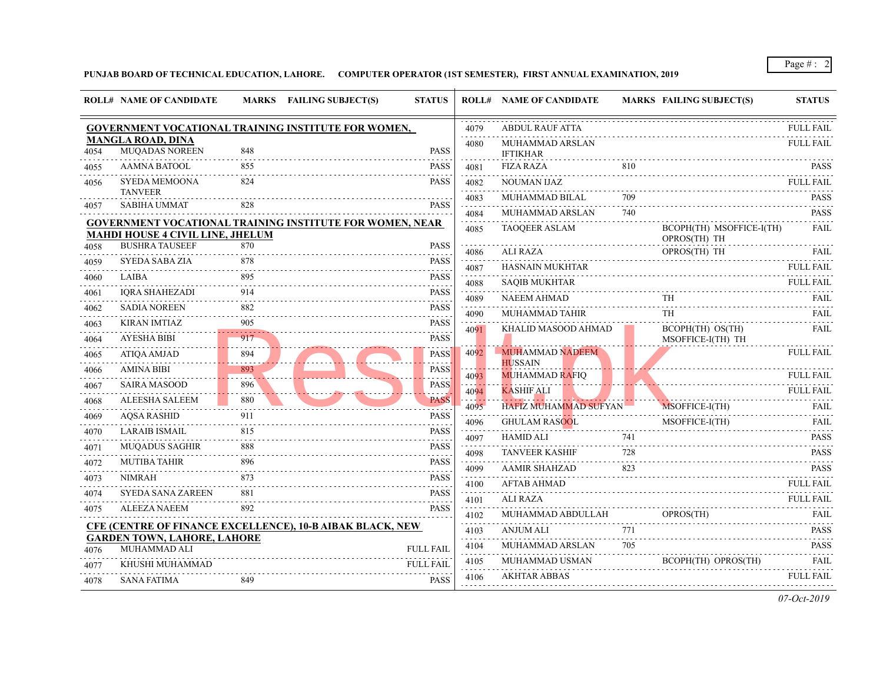**PUNJAB BOARD OF TECHNICAL EDUCATION, LAHORE. COMPUTER OPERATOR (1ST SEMESTER), FIRST ANNUAL EXAMINATION, 2019**

| ROLL# | NAME OF CANDIDATE | MARKS | FAILING SUBJECT(S) | STATUS |
|---|---|---|---|---|
| **GOVERNMENT VOCATIONAL TRAINING INSTITUTE FOR WOMEN, MANGLA ROAD, DINA** | | | | |
| 4054 | MUQADAS NOREEN | 848 | | PASS |
| 4055 | AAMNA BATOOL | 855 | | PASS |
| 4056 | SYEDA MEMOONA TANVEER | 824 | | PASS |
| 4057 | SABIHA UMMAT | 828 | | PASS |
| **GOVERNMENT VOCATIONAL TRAINING INSTITUTE FOR WOMEN, NEAR MAHDI HOUSE 4 CIVIL LINE, JHELUM** | | | | |
| 4058 | BUSHRA TAUSEEF | 870 | | PASS |
| 4059 | SYEDA SABA ZIA | 878 | | PASS |
| 4060 | LAIBA | 895 | | PASS |
| 4061 | IQRA SHAHEZADI | 914 | | PASS |
| 4062 | SADIA NOREEN | 882 | | PASS |
| 4063 | KIRAN IMTIAZ | 905 | | PASS |
| 4064 | AYESHA BIBI | 917 | | PASS |
| 4065 | ATIQA AMJAD | 894 | | PASS |
| 4066 | AMINA BIBI | 893 | | PASS |
| 4067 | SAIRA MASOOD | 896 | | PASS |
| 4068 | ALEESHA SALEEM | 880 | | PASS |
| 4069 | AQSA RASHID | 911 | | PASS |
| 4070 | LARAIB ISMAIL | 815 | | PASS |
| 4071 | MUQADUS SAGHIR | 888 | | PASS |
| 4072 | MUTIBA TAHIR | 896 | | PASS |
| 4073 | NIMRAH | 873 | | PASS |
| 4074 | SYEDA SANA ZAREEN | 881 | | PASS |
| 4075 | ALEEZA NAEEM | 892 | | PASS |
| **CFE (CENTRE OF FINANCE EXCELLENCE), 10-B AIBAK BLACK, NEW GARDEN TOWN, LAHORE, LAHORE** | | | | |
| 4076 | MUHAMMAD ALI | | | FULL FAIL |
| 4077 | KHUSHI MUHAMMAD | | | FULL FAIL |
| 4078 | SANA FATIMA | 849 | | PASS |
| 4079 | ABDUL RAUF ATTA | | | FULL FAIL |
| 4080 | MUHAMMAD ARSLAN IFTIKHAR | | | FULL FAIL |
| 4081 | FIZA RAZA | 810 | | PASS |
| 4082 | NOUMAN IJAZ | | | FULL FAIL |
| 4083 | MUHAMMAD BILAL | 709 | | PASS |
| 4084 | MUHAMMAD ARSLAN | 740 | | PASS |
| 4085 | TAOQEER ASLAM | | BCOPH(TH) MSOFFICE-I(TH) OPROS(TH) TH | FAIL |
| 4086 | ALI RAZA | | OPROS(TH) TH | FAIL |
| 4087 | HASNAIN MUKHTAR | | | FULL FAIL |
| 4088 | SAQIB MUKHTAR | | | FULL FAIL |
| 4089 | NAEEM AHMAD | | TH | FAIL |
| 4090 | MUHAMMAD TAHIR | | TH | FAIL |
| 4091 | KHALID MASOOD AHMAD | | BCOPH(TH) OS(TH) MSOFFICE-I(TH) TH | FAIL |
| 4092 | MUHAMMAD NADEEM HUSSAIN | | | FULL FAIL |
| 4093 | MUHAMMAD RAFIQ | | | FULL FAIL |
| 4094 | KASHIF ALI | | | FULL FAIL |
| 4095 | HAFIZ MUHAMMAD SUFYAN | | MSOFFICE-I(TH) | FAIL |
| 4096 | GHULAM RASOOL | | MSOFFICE-I(TH) | FAIL |
| 4097 | HAMID ALI | 741 | | PASS |
| 4098 | TANVEER KASHIF | 728 | | PASS |
| 4099 | AAMIR SHAHZAD | 823 | | PASS |
| 4100 | AFTAB AHMAD | | | FULL FAIL |
| 4101 | ALI RAZA | | | FULL FAIL |
| 4102 | MUHAMMAD ABDULLAH | | OPROS(TH) | FAIL |
| 4103 | ANJUM ALI | 771 | | PASS |
| 4104 | MUHAMMAD ARSLAN | 705 | | PASS |
| 4105 | MUHAMMAD USMAN | | BCOPH(TH) OPROS(TH) | FAIL |
| 4106 | AKHTAR ABBAS | | | FULL FAIL |

*07-Oct-2019*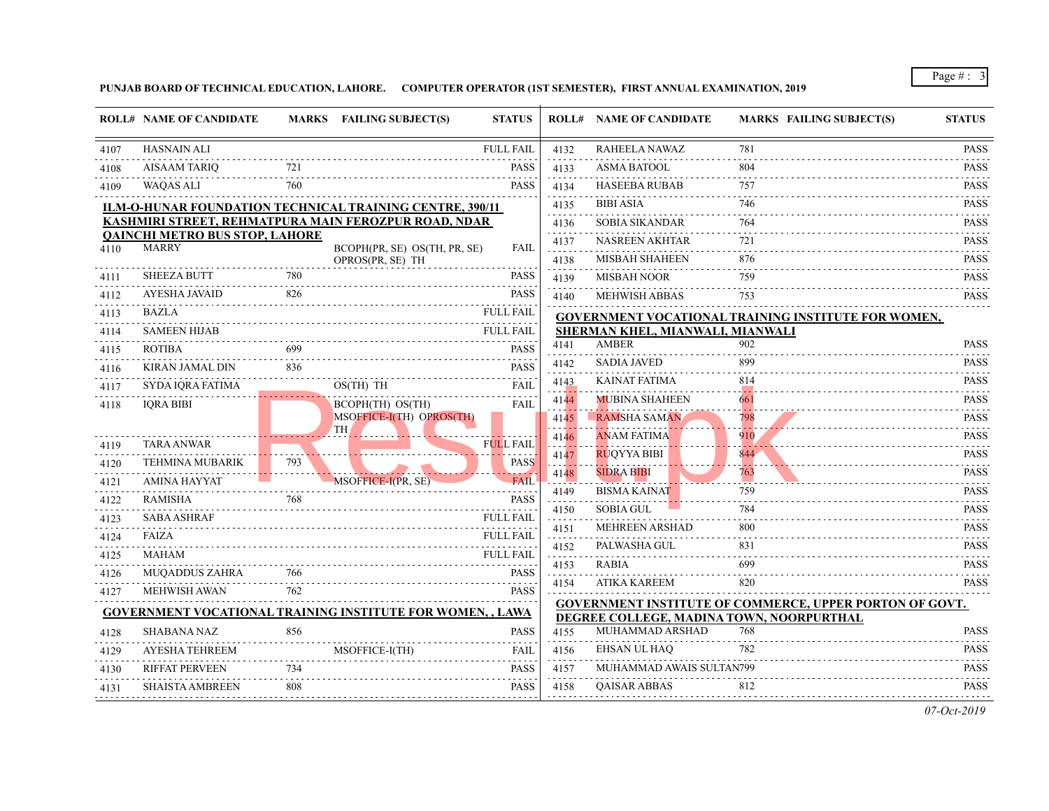**PUNJAB BOARD OF TECHNICAL EDUCATION, LAHORE.     COMPUTER OPERATOR (1ST SEMESTER), FIRST ANNUAL EXAMINATION, 2019**

| ROLL# | NAME OF CANDIDATE | MARKS | FAILING SUBJECT(S) | STATUS |
|---|---|---|---|---|
| 4107 | HASNAIN ALI | | | FULL FAIL |
| 4108 | AISAAM TARIQ | 721 | | PASS |
| 4109 | WAQAS ALI | 760 | | PASS |

**ILM-O-HUNAR FOUNDATION TECHNICAL TRAINING CENTRE, 390/11 KASHMIRI STREET, REHMATPURA MAIN FEROZPUR ROAD, NDAR QAINCHI METRO BUS STOP, LAHORE**

| ROLL# | NAME OF CANDIDATE | MARKS | FAILING SUBJECT(S) | STATUS |
|---|---|---|---|---|
| 4110 | MARRY | | BCOPH(PR, SE) OS(TH, PR, SE) OPROS(PR, SE) TH | FAIL |
| 4111 | SHEEZA BUTT | 780 | | PASS |
| 4112 | AYESHA JAVAID | 826 | | PASS |
| 4113 | BAZLA | | | FULL FAIL |
| 4114 | SAMEEN HIJAB | | | FULL FAIL |
| 4115 | ROTIBA | 699 | | PASS |
| 4116 | KIRAN JAMAL DIN | 836 | | PASS |
| 4117 | SYDA IQRA FATIMA | | OS(TH) TH | FAIL |
| 4118 | IQRA BIBI | | BCOPH(TH) OS(TH) MSOFFICE-I(TH) OPROS(TH) TH | FAIL |
| 4119 | TARA ANWAR | | | FULL FAIL |
| 4120 | TEHMINA MUBARIK | 793 | | PASS |
| 4121 | AMINA HAYYAT | | MSOFFICE-I(PR, SE) | FAIL |
| 4122 | RAMISHA | 768 | | PASS |
| 4123 | SABA ASHRAF | | | FULL FAIL |
| 4124 | FAIZA | | | FULL FAIL |
| 4125 | MAHAM | | | FULL FAIL |
| 4126 | MUQADDUS ZAHRA | 766 | | PASS |
| 4127 | MEHWISH AWAN | 762 | | PASS |

**GOVERNMENT VOCATIONAL TRAINING INSTITUTE FOR WOMEN, , LAWA**

| ROLL# | NAME OF CANDIDATE | MARKS | FAILING SUBJECT(S) | STATUS |
|---|---|---|---|---|
| 4128 | SHABANA NAZ | 856 | | PASS |
| 4129 | AYESHA TEHREEM | | MSOFFICE-I(TH) | FAIL |
| 4130 | RIFFAT PERVEEN | 734 | | PASS |
| 4131 | SHAISTA AMBREEN | 808 | | PASS |
| 4132 | RAHEELA NAWAZ | 781 | | PASS |
| 4133 | ASMA BATOOL | 804 | | PASS |
| 4134 | HASEEBA RUBAB | 757 | | PASS |
| 4135 | BIBI ASIA | 746 | | PASS |
| 4136 | SOBIA SIKANDAR | 764 | | PASS |
| 4137 | NASREEN AKHTAR | 721 | | PASS |
| 4138 | MISBAH SHAHEEN | 876 | | PASS |
| 4139 | MISBAH NOOR | 759 | | PASS |
| 4140 | MEHWISH ABBAS | 753 | | PASS |

**GOVERNMENT VOCATIONAL TRAINING INSTITUTE FOR WOMEN, SHERMAN KHEL, MIANWALI, MIANWALI**

| ROLL# | NAME OF CANDIDATE | MARKS | FAILING SUBJECT(S) | STATUS |
|---|---|---|---|---|
| 4141 | AMBER | 902 | | PASS |
| 4142 | SADIA JAVED | 899 | | PASS |
| 4143 | KAINAT FATIMA | 814 | | PASS |
| 4144 | MUBINA SHAHEEN | 661 | | PASS |
| 4145 | RAMSHA SAMAN | 798 | | PASS |
| 4146 | ANAM FATIMA | 910 | | PASS |
| 4147 | RUQYYA BIBI | 844 | | PASS |
| 4148 | SIDRA BIBI | 763 | | PASS |
| 4149 | BISMA KAINAT | 759 | | PASS |
| 4150 | SOBIA GUL | 784 | | PASS |
| 4151 | MEHREEN ARSHAD | 800 | | PASS |
| 4152 | PALWASHA GUL | 831 | | PASS |
| 4153 | RABIA | 699 | | PASS |
| 4154 | ATIKA KAREEM | 820 | | PASS |

**GOVERNMENT INSTITUTE OF COMMERCE, UPPER PORTON OF GOVT. DEGREE COLLEGE, MADINA TOWN, NOORPURTHAL**

| ROLL# | NAME OF CANDIDATE | MARKS | FAILING SUBJECT(S) | STATUS |
|---|---|---|---|---|
| 4155 | MUHAMMAD ARSHAD | 768 | | PASS |
| 4156 | EHSAN UL HAQ | 782 | | PASS |
| 4157 | MUHAMMAD AWAIS SULTAN | 799 | | PASS |
| 4158 | QAISAR ABBAS | 812 | | PASS |

*07-Oct-2019*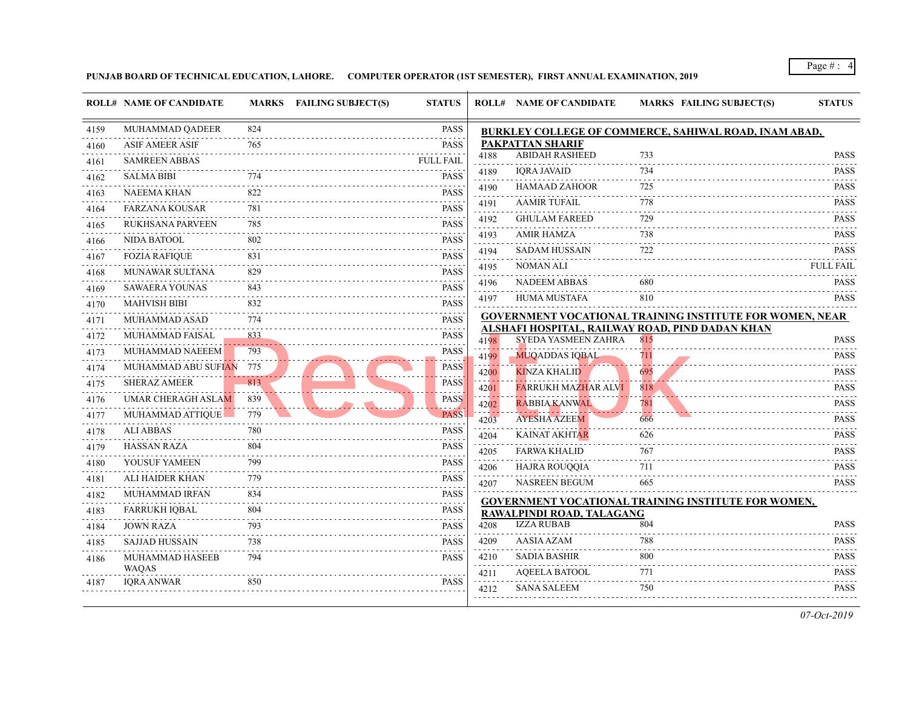PUNJAB BOARD OF TECHNICAL EDUCATION, LAHORE. COMPUTER OPERATOR (1ST SEMESTER), FIRST ANNUAL EXAMINATION, 2019

| ROLL# | NAME OF CANDIDATE | MARKS | FAILING SUBJECT(S) | STATUS |
|---|---|---|---|---|
| 4159 | MUHAMMAD QADEER | 824 | | PASS |
| 4160 | ASIF AMEER ASIF | 765 | | PASS |
| 4161 | SAMREEN ABBAS | | | FULL FAIL |
| 4162 | SALMA BIBI | 774 | | PASS |
| 4163 | NAEEMA KHAN | 822 | | PASS |
| 4164 | FARZANA KOUSAR | 781 | | PASS |
| 4165 | RUKHSANA PARVEEN | 785 | | PASS |
| 4166 | NIDA BATOOL | 802 | | PASS |
| 4167 | FOZIA RAFIQUE | 831 | | PASS |
| 4168 | MUNAWAR SULTANA | 829 | | PASS |
| 4169 | SAWAERA YOUNAS | 843 | | PASS |
| 4170 | MAHVISH BIBI | 832 | | PASS |
| 4171 | MUHAMMAD ASAD | 774 | | PASS |
| 4172 | MUHAMMAD FAISAL | 833 | | PASS |
| 4173 | MUHAMMAD NAEEEM | 793 | | PASS |
| 4174 | MUHAMMAD ABU SUFIAN | 775 | | PASS |
| 4175 | SHERAZ AMEER | 813 | | PASS |
| 4176 | UMAR CHERAGH ASLAM | 839 | | PASS |
| 4177 | MUHAMMAD ATTIQUE | 779 | | PASS |
| 4178 | ALI ABBAS | 780 | | PASS |
| 4179 | HASSAN RAZA | 804 | | PASS |
| 4180 | YOUSUF YAMEEN | 799 | | PASS |
| 4181 | ALI HAIDER KHAN | 779 | | PASS |
| 4182 | MUHAMMAD IRFAN | 834 | | PASS |
| 4183 | FARRUKH IQBAL | 804 | | PASS |
| 4184 | JOWN RAZA | 793 | | PASS |
| 4185 | SAJJAD HUSSAIN | 738 | | PASS |
| 4186 | MUHAMMAD HASEEB WAQAS | 794 | | PASS |
| 4187 | IQRA ANWAR | 850 | | PASS |

**BURKLEY COLLEGE OF COMMERCE, SAHIWAL ROAD, INAM ABAD, PAKPATTAN SHARIF**

| ROLL# | NAME OF CANDIDATE | MARKS | FAILING SUBJECT(S) | STATUS |
|---|---|---|---|---|
| 4188 | ABIDAH RASHEED | 733 | | PASS |
| 4189 | IQRA JAVAID | 734 | | PASS |
| 4190 | HAMAAD ZAHOOR | 725 | | PASS |
| 4191 | AAMIR TUFAIL | 778 | | PASS |
| 4192 | GHULAM FAREED | 729 | | PASS |
| 4193 | AMIR HAMZA | 738 | | PASS |
| 4194 | SADAM HUSSAIN | 722 | | PASS |
| 4195 | NOMAN ALI | | | FULL FAIL |
| 4196 | NADEEM ABBAS | 680 | | PASS |
| 4197 | HUMA MUSTAFA | 810 | | PASS |

**GOVERNMENT VOCATIONAL TRAINING INSTITUTE FOR WOMEN, NEAR ALSHAFI HOSPITAL, RAILWAY ROAD, PIND DADAN KHAN**

| ROLL# | NAME OF CANDIDATE | MARKS | FAILING SUBJECT(S) | STATUS |
|---|---|---|---|---|
| 4198 | SYEDA YASMEEN ZAHRA | 815 | | PASS |
| 4199 | MUQADDAS IQBAL | 711 | | PASS |
| 4200 | KINZA KHALID | 695 | | PASS |
| 4201 | FARRUKH MAZHAR ALVI | 818 | | PASS |
| 4202 | RABBIA KANWAL | 781 | | PASS |
| 4203 | AYESHA AZEEM | 666 | | PASS |
| 4204 | KAINAT AKHTAR | 626 | | PASS |
| 4205 | FARWA KHALID | 767 | | PASS |
| 4206 | HAJRA ROUQQIA | 711 | | PASS |
| 4207 | NASREEN BEGUM | 665 | | PASS |

**GOVERNMENT VOCATIONAL TRAINING INSTITUTE FOR WOMEN, RAWALPINDI ROAD, TALAGANG**

| ROLL# | NAME OF CANDIDATE | MARKS | FAILING SUBJECT(S) | STATUS |
|---|---|---|---|---|
| 4208 | IZZA RUBAB | 804 | | PASS |
| 4209 | AASIA AZAM | 788 | | PASS |
| 4210 | SADIA BASHIR | 800 | | PASS |
| 4211 | AQEELA BATOOL | 771 | | PASS |
| 4212 | SANA SALEEM | 750 | | PASS |

*07-Oct-2019*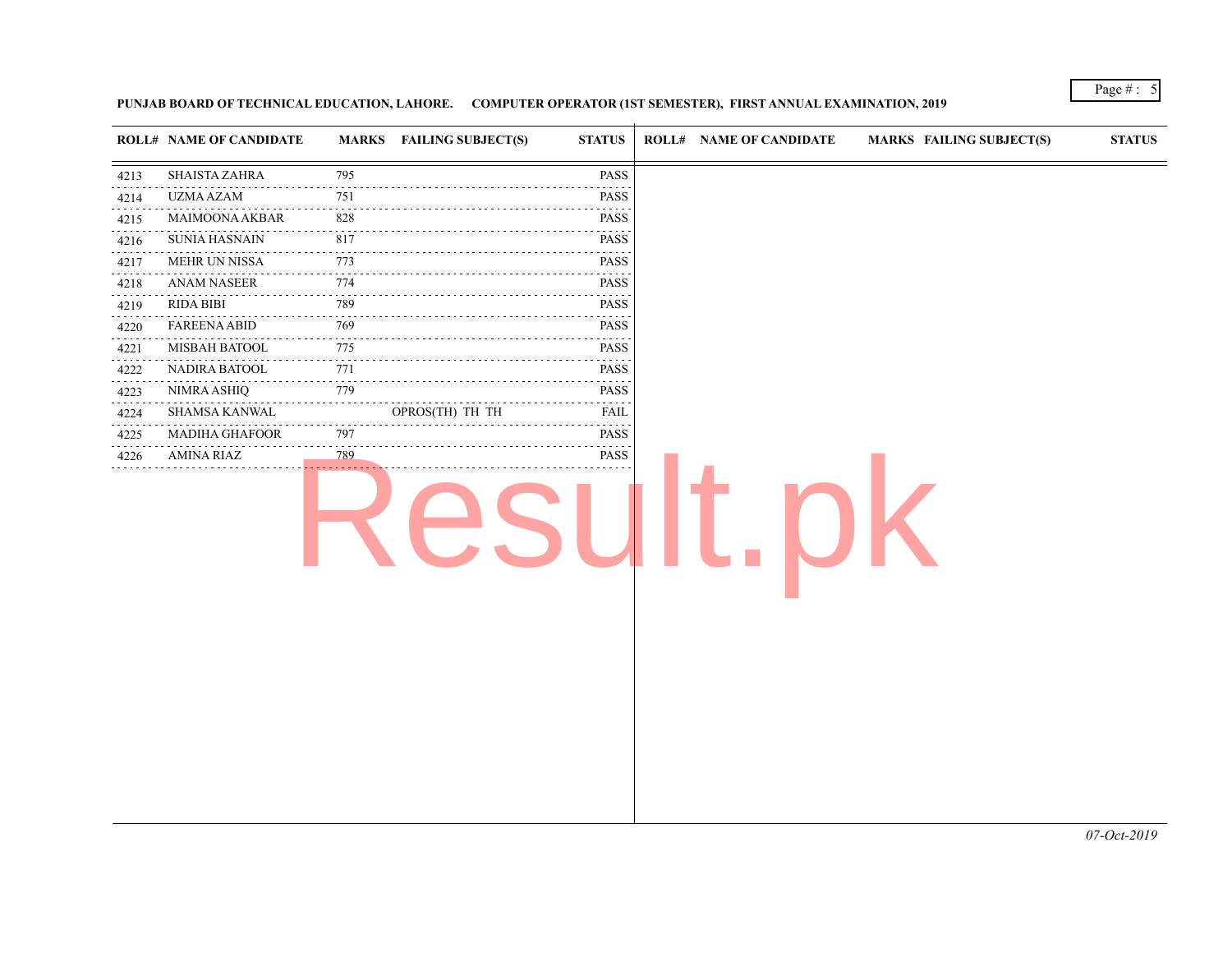**PUNJAB BOARD OF TECHNICAL EDUCATION, LAHORE. COMPUTER OPERATOR (1ST SEMESTER), FIRST ANNUAL EXAMINATION, 2019**

| ROLL# | NAME OF CANDIDATE | MARKS | FAILING SUBJECT(S) | STATUS |
|---|---|---|---|---|
| 4213 | SHAISTA ZAHRA | 795 | | PASS |
| 4214 | UZMA AZAM | 751 | | PASS |
| 4215 | MAIMOONA AKBAR | 828 | | PASS |
| 4216 | SUNIA HASNAIN | 817 | | PASS |
| 4217 | MEHR UN NISSA | 773 | | PASS |
| 4218 | ANAM NASEER | 774 | | PASS |
| 4219 | RIDA BIBI | 789 | | PASS |
| 4220 | FAREENA ABID | 769 | | PASS |
| 4221 | MISBAH BATOOL | 775 | | PASS |
| 4222 | NADIRA BATOOL | 771 | | PASS |
| 4223 | NIMRA ASHIQ | 779 | | PASS |
| 4224 | SHAMSA KANWAL | | OPROS(TH) TH TH | FAIL |
| 4225 | MADIHA GHAFOOR | 797 | | PASS |
| 4226 | AMINA RIAZ | 789 | | PASS |

*07-Oct-2019*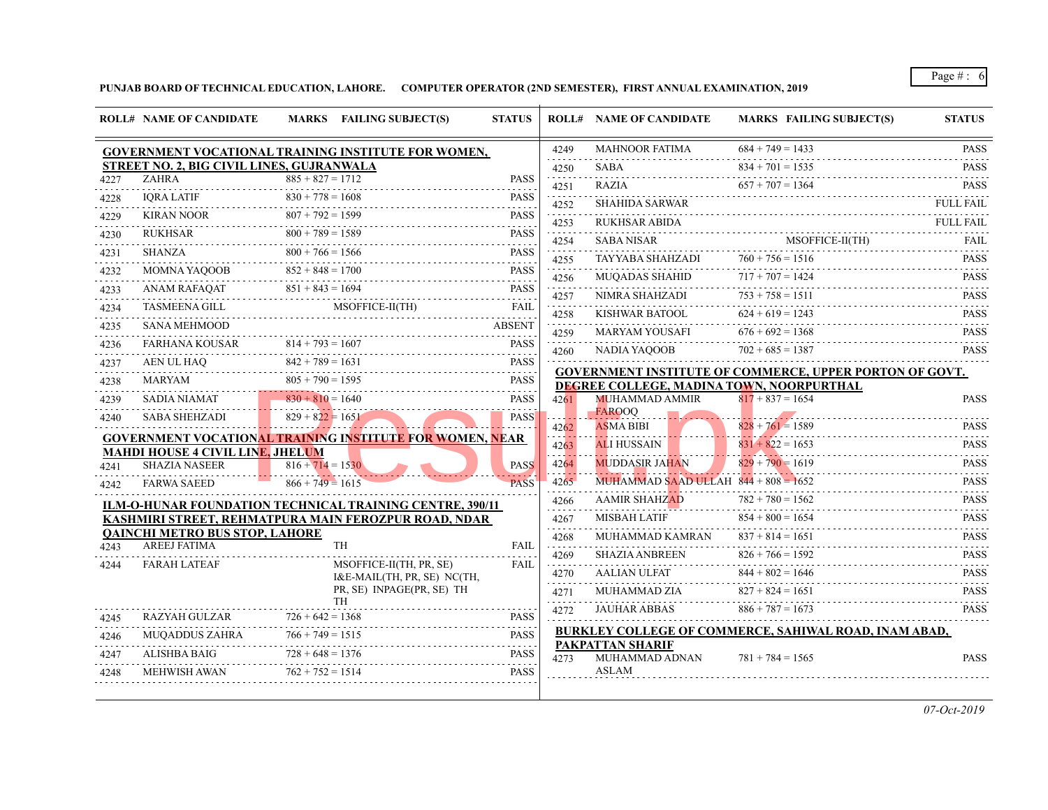**PUNJAB BOARD OF TECHNICAL EDUCATION, LAHORE. COMPUTER OPERATOR (2ND SEMESTER), FIRST ANNUAL EXAMINATION, 2019**

| ROLL# | NAME OF CANDIDATE | MARKS | FAILING SUBJECT(S) | STATUS |
|---|---|---|---|---|
| **GOVERNMENT VOCATIONAL TRAINING INSTITUTE FOR WOMEN, STREET NO. 2, BIG CIVIL LINES, GUJRANWALA** | | | | |
| 4227 | ZAHRA | 885 + 827 = 1712 | | PASS |
| 4228 | IQRA LATIF | 830 + 778 = 1608 | | PASS |
| 4229 | KIRAN NOOR | 807 + 792 = 1599 | | PASS |
| 4230 | RUKHSAR | 800 + 789 = 1589 | | PASS |
| 4231 | SHANZA | 800 + 766 = 1566 | | PASS |
| 4232 | MOMNA YAQOOB | 852 + 848 = 1700 | | PASS |
| 4233 | ANAM RAFAQAT | 851 + 843 = 1694 | | PASS |
| 4234 | TASMEENA GILL | | MSOFFICE-II(TH) | FAIL |
| 4235 | SANA MEHMOOD | | | ABSENT |
| 4236 | FARHANA KOUSAR | 814 + 793 = 1607 | | PASS |
| 4237 | AEN UL HAQ | 842 + 789 = 1631 | | PASS |
| 4238 | MARYAM | 805 + 790 = 1595 | | PASS |
| 4239 | SADIA NIAMAT | 830 + 810 = 1640 | | PASS |
| 4240 | SABA SHEHZADI | 829 + 822 = 1651 | | PASS |
| **GOVERNMENT VOCATIONAL TRAINING INSTITUTE FOR WOMEN, NEAR MAHDI HOUSE 4 CIVIL LINE, JHELUM** | | | | |
| 4241 | SHAZIA NASEER | 816 + 714 = 1530 | | PASS |
| 4242 | FARWA SAEED | 866 + 749 = 1615 | | PASS |
| **ILM-O-HUNAR FOUNDATION TECHNICAL TRAINING CENTRE, 390/11 KASHMIRI STREET, REHMATPURA MAIN FEROZPUR ROAD, NDAR QAINCHI METRO BUS STOP, LAHORE** | | | | |
| 4243 | AREEJ FATIMA | | TH | FAIL |
| 4244 | FARAH LATEAF | | MSOFFICE-II(TH, PR, SE) I&E-MAIL(TH, PR, SE) NC(TH, PR, SE) INPAGE(PR, SE) TH TH | FAIL |
| 4245 | RAZYAH GULZAR | 726 + 642 = 1368 | | PASS |
| 4246 | MUQADDUS ZAHRA | 766 + 749 = 1515 | | PASS |
| 4247 | ALISHBA BAIG | 728 + 648 = 1376 | | PASS |
| 4248 | MEHWISH AWAN | 762 + 752 = 1514 | | PASS |
| 4249 | MAHNOOR FATIMA | 684 + 749 = 1433 | | PASS |
| 4250 | SABA | 834 + 701 = 1535 | | PASS |
| 4251 | RAZIA | 657 + 707 = 1364 | | PASS |
| 4252 | SHAHIDA SARWAR | | | FULL FAIL |
| 4253 | RUKHSAR ABIDA | | | FULL FAIL |
| 4254 | SABA NISAR | | MSOFFICE-II(TH) | FAIL |
| 4255 | TAYYABA SHAHZADI | 760 + 756 = 1516 | | PASS |
| 4256 | MUQADAS SHAHID | 717 + 707 = 1424 | | PASS |
| 4257 | NIMRA SHAHZADI | 753 + 758 = 1511 | | PASS |
| 4258 | KISHWAR BATOOL | 624 + 619 = 1243 | | PASS |
| 4259 | MARYAM YOUSAFI | 676 + 692 = 1368 | | PASS |
| 4260 | NADIA YAQOOB | 702 + 685 = 1387 | | PASS |
| **GOVERNMENT INSTITUTE OF COMMERCE, UPPER PORTON OF GOVT. DEGREE COLLEGE, MADINA TOWN, NOORPURTHAL** | | | | |
| 4261 | MUHAMMAD AMMIR FAROOQ | 817 + 837 = 1654 | | PASS |
| 4262 | ASMA BIBI | 828 + 761 = 1589 | | PASS |
| 4263 | ALI HUSSAIN | 831 + 822 = 1653 | | PASS |
| 4264 | MUDDASIR JAHAN | 829 + 790 = 1619 | | PASS |
| 4265 | MUHAMMAD SAAD ULLAH | 844 + 808 = 1652 | | PASS |
| 4266 | AAMIR SHAHZAD | 782 + 780 = 1562 | | PASS |
| 4267 | MISBAH LATIF | 854 + 800 = 1654 | | PASS |
| 4268 | MUHAMMAD KAMRAN | 837 + 814 = 1651 | | PASS |
| 4269 | SHAZIA ANBREEN | 826 + 766 = 1592 | | PASS |
| 4270 | AALIAN ULFAT | 844 + 802 = 1646 | | PASS |
| 4271 | MUHAMMAD ZIA | 827 + 824 = 1651 | | PASS |
| 4272 | JAUHAR ABBAS | 886 + 787 = 1673 | | PASS |
| **BURKLEY COLLEGE OF COMMERCE, SAHIWAL ROAD, INAM ABAD, PAKPATTAN SHARIF** | | | | |
| 4273 | MUHAMMAD ADNAN ASLAM | 781 + 784 = 1565 | | PASS |

*07-Oct-2019*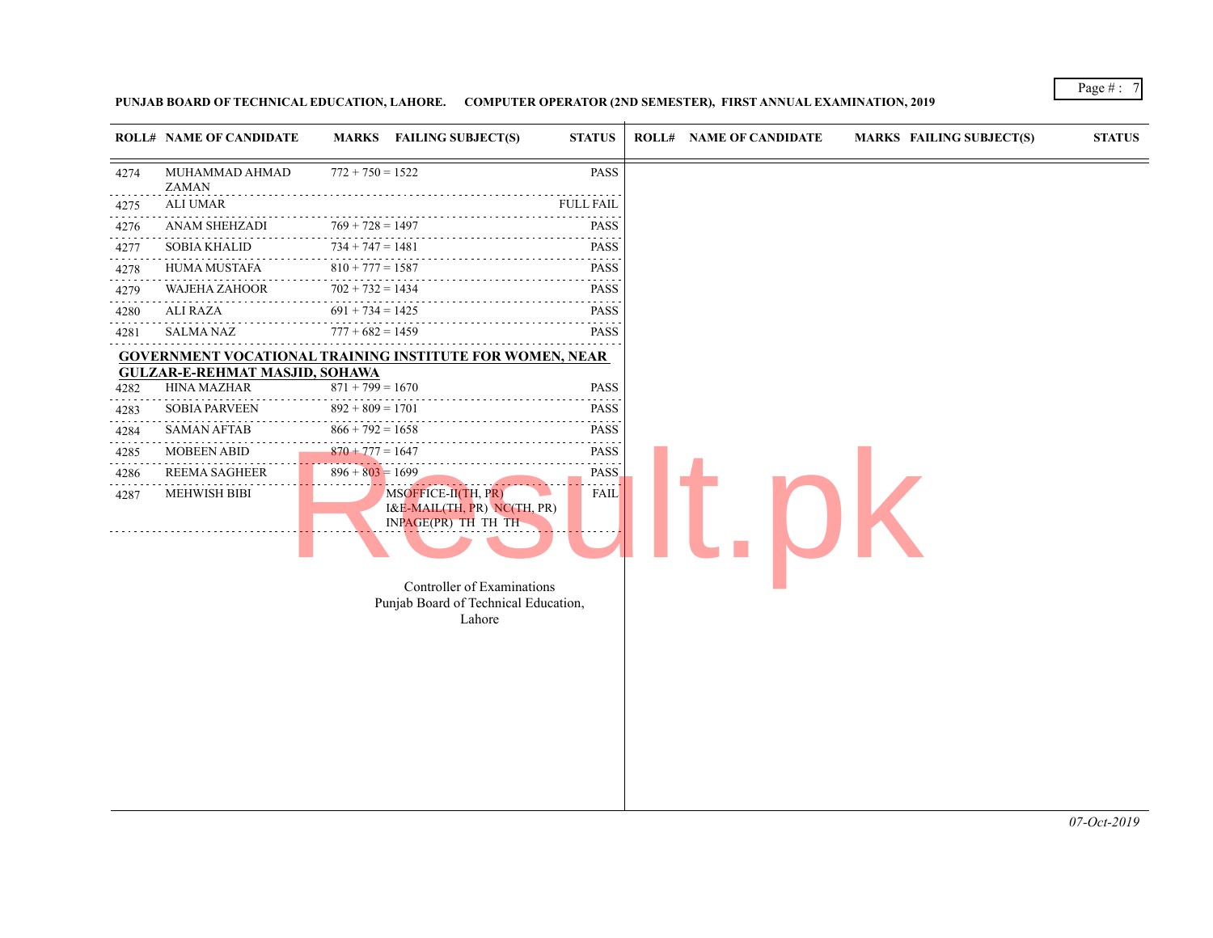**PUNJAB BOARD OF TECHNICAL EDUCATION, LAHORE. COMPUTER OPERATOR (2ND SEMESTER), FIRST ANNUAL EXAMINATION, 2019**

| ROLL# | NAME OF CANDIDATE | MARKS | FAILING SUBJECT(S) | STATUS |
|---|---|---|---|---|
| 4274 | MUHAMMAD AHMAD ZAMAN | 772 + 750 = 1522 | | PASS |
| 4275 | ALI UMAR | | | FULL FAIL |
| 4276 | ANAM SHEHZADI | 769 + 728 = 1497 | | PASS |
| 4277 | SOBIA KHALID | 734 + 747 = 1481 | | PASS |
| 4278 | HUMA MUSTAFA | 810 + 777 = 1587 | | PASS |
| 4279 | WAJEHA ZAHOOR | 702 + 732 = 1434 | | PASS |
| 4280 | ALI RAZA | 691 + 734 = 1425 | | PASS |
| 4281 | SALMA NAZ | 777 + 682 = 1459 | | PASS |

**GOVERNMENT VOCATIONAL TRAINING INSTITUTE FOR WOMEN, NEAR GULZAR-E-REHMAT MASJID, SOHAWA**

| ROLL# | NAME OF CANDIDATE | MARKS | FAILING SUBJECT(S) | STATUS |
|---|---|---|---|---|
| 4282 | HINA MAZHAR | 871 + 799 = 1670 | | PASS |
| 4283 | SOBIA PARVEEN | 892 + 809 = 1701 | | PASS |
| 4284 | SAMAN AFTAB | 866 + 792 = 1658 | | PASS |
| 4285 | MOBEEN ABID | 870 + 777 = 1647 | | PASS |
| 4286 | REEMA SAGHEER | 896 + 803 = 1699 | | PASS |
| 4287 | MEHWISH BIBI | | MSOFFICE-II(TH, PR) I&E-MAIL(TH, PR) NC(TH, PR) INPAGE(PR) TH TH TH | FAIL |

Controller of Examinations
Punjab Board of Technical Education,
Lahore

*07-Oct-2019*